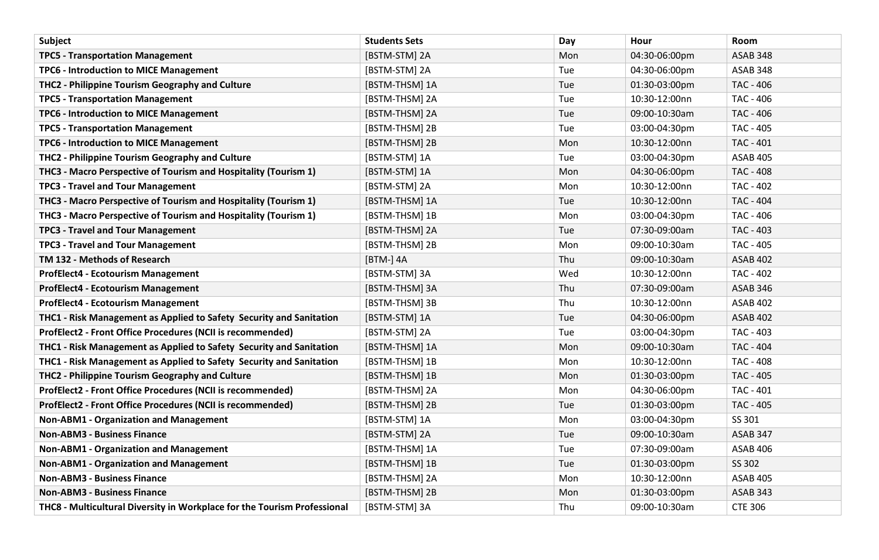| Subject | Students Sets | Day | Hour | Room |
|---|---|---|---|---|
| **TPC5 - Transportation Management** | [BSTM-STM] 2A | Mon | 04:30-06:00pm | ASAB 348 |
| **TPC6 - Introduction to MICE Management** | [BSTM-STM] 2A | Tue | 04:30-06:00pm | ASAB 348 |
| **THC2 - Philippine Tourism Geography and Culture** | [BSTM-THSM] 1A | Tue | 01:30-03:00pm | TAC - 406 |
| **TPC5 - Transportation Management** | [BSTM-THSM] 2A | Tue | 10:30-12:00nn | TAC - 406 |
| **TPC6 - Introduction to MICE Management** | [BSTM-THSM] 2A | Tue | 09:00-10:30am | TAC - 406 |
| **TPC5 - Transportation Management** | [BSTM-THSM] 2B | Tue | 03:00-04:30pm | TAC - 405 |
| **TPC6 - Introduction to MICE Management** | [BSTM-THSM] 2B | Mon | 10:30-12:00nn | TAC - 401 |
| **THC2 - Philippine Tourism Geography and Culture** | [BSTM-STM] 1A | Tue | 03:00-04:30pm | ASAB 405 |
| **THC3 - Macro Perspective of Tourism and Hospitality (Tourism 1)** | [BSTM-STM] 1A | Mon | 04:30-06:00pm | TAC - 408 |
| **TPC3 - Travel and Tour Management** | [BSTM-STM] 2A | Mon | 10:30-12:00nn | TAC - 402 |
| **THC3 - Macro Perspective of Tourism and Hospitality (Tourism 1)** | [BSTM-THSM] 1A | Tue | 10:30-12:00nn | TAC - 404 |
| **THC3 - Macro Perspective of Tourism and Hospitality (Tourism 1)** | [BSTM-THSM] 1B | Mon | 03:00-04:30pm | TAC - 406 |
| **TPC3 - Travel and Tour Management** | [BSTM-THSM] 2A | Tue | 07:30-09:00am | TAC - 403 |
| **TPC3 - Travel and Tour Management** | [BSTM-THSM] 2B | Mon | 09:00-10:30am | TAC - 405 |
| **TM 132 - Methods of Research** | [BTM-] 4A | Thu | 09:00-10:30am | ASAB 402 |
| **ProfElect4 - Ecotourism Management** | [BSTM-STM] 3A | Wed | 10:30-12:00nn | TAC - 402 |
| **ProfElect4 - Ecotourism Management** | [BSTM-THSM] 3A | Thu | 07:30-09:00am | ASAB 346 |
| **ProfElect4 - Ecotourism Management** | [BSTM-THSM] 3B | Thu | 10:30-12:00nn | ASAB 402 |
| **THC1 - Risk Management as Applied to Safety Security and Sanitation** | [BSTM-STM] 1A | Tue | 04:30-06:00pm | ASAB 402 |
| **ProfElect2 - Front Office Procedures (NCII is recommended)** | [BSTM-STM] 2A | Tue | 03:00-04:30pm | TAC - 403 |
| **THC1 - Risk Management as Applied to Safety Security and Sanitation** | [BSTM-THSM] 1A | Mon | 09:00-10:30am | TAC - 404 |
| **THC1 - Risk Management as Applied to Safety Security and Sanitation** | [BSTM-THSM] 1B | Mon | 10:30-12:00nn | TAC - 408 |
| **THC2 - Philippine Tourism Geography and Culture** | [BSTM-THSM] 1B | Mon | 01:30-03:00pm | TAC - 405 |
| **ProfElect2 - Front Office Procedures (NCII is recommended)** | [BSTM-THSM] 2A | Mon | 04:30-06:00pm | TAC - 401 |
| **ProfElect2 - Front Office Procedures (NCII is recommended)** | [BSTM-THSM] 2B | Tue | 01:30-03:00pm | TAC - 405 |
| **Non-ABM1 - Organization and Management** | [BSTM-STM] 1A | Mon | 03:00-04:30pm | SS 301 |
| **Non-ABM3 - Business Finance** | [BSTM-STM] 2A | Tue | 09:00-10:30am | ASAB 347 |
| **Non-ABM1 - Organization and Management** | [BSTM-THSM] 1A | Tue | 07:30-09:00am | ASAB 406 |
| **Non-ABM1 - Organization and Management** | [BSTM-THSM] 1B | Tue | 01:30-03:00pm | SS 302 |
| **Non-ABM3 - Business Finance** | [BSTM-THSM] 2A | Mon | 10:30-12:00nn | ASAB 405 |
| **Non-ABM3 - Business Finance** | [BSTM-THSM] 2B | Mon | 01:30-03:00pm | ASAB 343 |
| **THC8 - Multicultural Diversity in Workplace for the Tourism Professional** | [BSTM-STM] 3A | Thu | 09:00-10:30am | CTE 306 |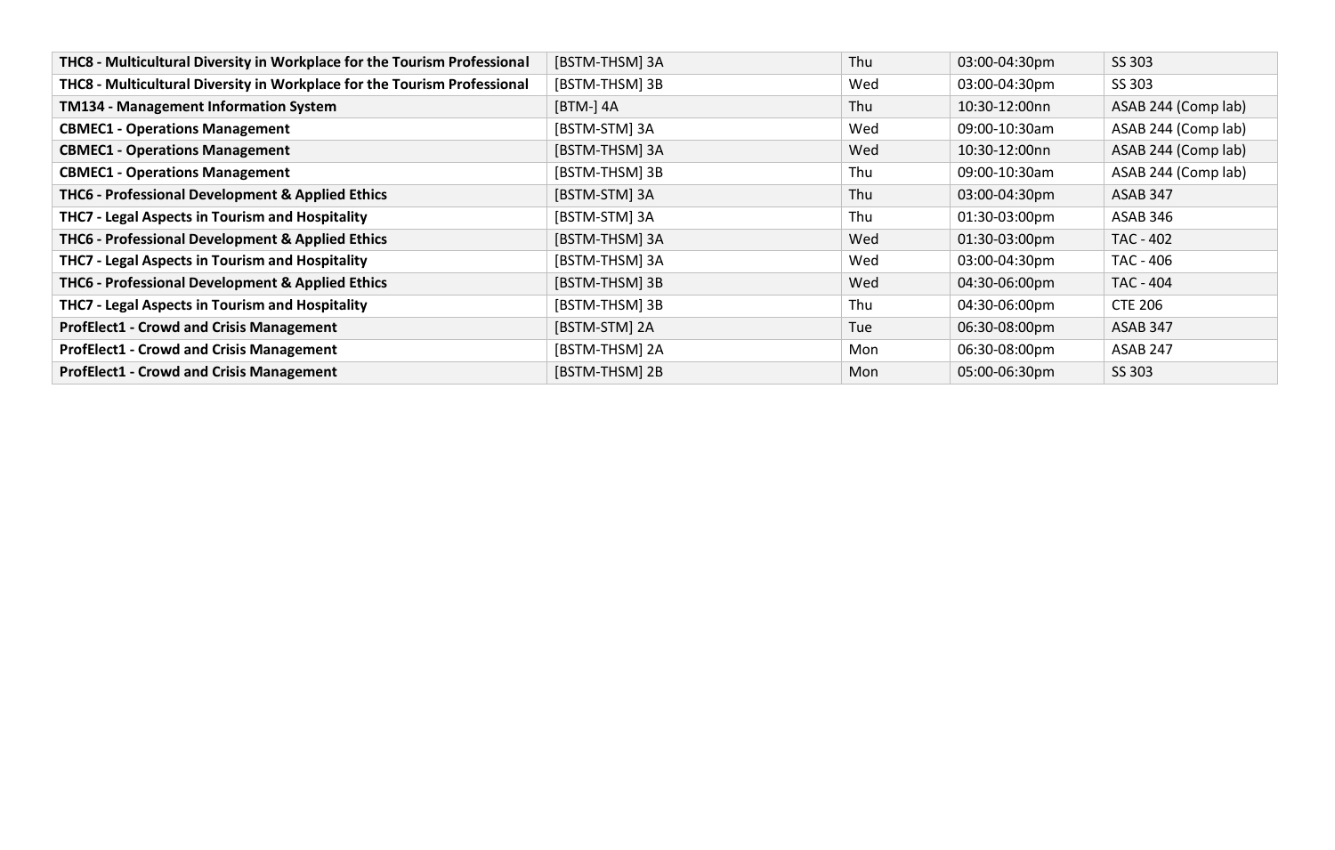| | | | | |
|---|---|---|---|---|
| **THC8 - Multicultural Diversity in Workplace for the Tourism Professional** | [BSTM-THSM] 3A | Thu | 03:00-04:30pm | SS 303 |
| **THC8 - Multicultural Diversity in Workplace for the Tourism Professional** | [BSTM-THSM] 3B | Wed | 03:00-04:30pm | SS 303 |
| **TM134 - Management Information System** | [BTM-] 4A | Thu | 10:30-12:00nn | ASAB 244 (Comp lab) |
| **CBMEC1 - Operations Management** | [BSTM-STM] 3A | Wed | 09:00-10:30am | ASAB 244 (Comp lab) |
| **CBMEC1 - Operations Management** | [BSTM-THSM] 3A | Wed | 10:30-12:00nn | ASAB 244 (Comp lab) |
| **CBMEC1 - Operations Management** | [BSTM-THSM] 3B | Thu | 09:00-10:30am | ASAB 244 (Comp lab) |
| **THC6 - Professional Development & Applied Ethics** | [BSTM-STM] 3A | Thu | 03:00-04:30pm | ASAB 347 |
| **THC7 - Legal Aspects in Tourism and Hospitality** | [BSTM-STM] 3A | Thu | 01:30-03:00pm | ASAB 346 |
| **THC6 - Professional Development & Applied Ethics** | [BSTM-THSM] 3A | Wed | 01:30-03:00pm | TAC - 402 |
| **THC7 - Legal Aspects in Tourism and Hospitality** | [BSTM-THSM] 3A | Wed | 03:00-04:30pm | TAC - 406 |
| **THC6 - Professional Development & Applied Ethics** | [BSTM-THSM] 3B | Wed | 04:30-06:00pm | TAC - 404 |
| **THC7 - Legal Aspects in Tourism and Hospitality** | [BSTM-THSM] 3B | Thu | 04:30-06:00pm | CTE 206 |
| **ProfElect1 - Crowd and Crisis Management** | [BSTM-STM] 2A | Tue | 06:30-08:00pm | ASAB 347 |
| **ProfElect1 - Crowd and Crisis Management** | [BSTM-THSM] 2A | Mon | 06:30-08:00pm | ASAB 247 |
| **ProfElect1 - Crowd and Crisis Management** | [BSTM-THSM] 2B | Mon | 05:00-06:30pm | SS 303 |